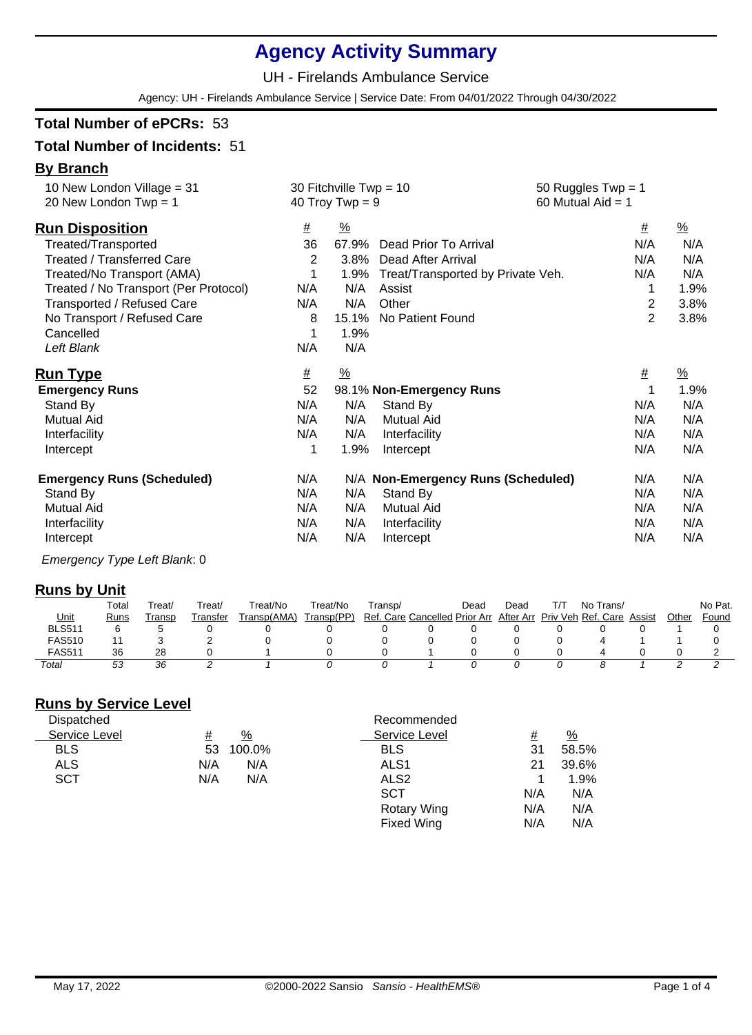# Agency Activity Summary

UH - Firelands Ambulance Service

Agency: UH - Firelands Ambulance Service | Service Date: From 04/01/2022 Through 04/30/2022

**Total Number of ePCRs:** 53

**Total Number of Incidents:** 51

## By Branch

| | | |
|---|---|---|
| 10 New London Village = 31 | 30 Fitchville Twp = 10 | 50 Ruggles Twp = 1 |
| 20 New London Twp = 1 | 40 Troy Twp = 9 | 60 Mutual Aid = 1 |

## Run Disposition

| | # | % | | # | % |
|---|---|---|---|---|---|
| Treated/Transported | 36 | 67.9% | Dead Prior To Arrival | N/A | N/A |
| Treated / Transferred Care | 2 | 3.8% | Dead After Arrival | N/A | N/A |
| Treated/No Transport (AMA) | 1 | 1.9% | Treat/Transported by Private Veh. | N/A | N/A |
| Treated / No Transport (Per Protocol) | N/A | N/A | Assist | 1 | 1.9% |
| Transported / Refused Care | N/A | N/A | Other | 2 | 3.8% |
| No Transport / Refused Care | 8 | 15.1% | No Patient Found | 2 | 3.8% |
| Cancelled | 1 | 1.9% | | | |
| *Left Blank* | N/A | N/A | | | |

## Run Type

| | # | % | | # | % |
|---|---|---|---|---|---|
| **Emergency Runs** | 52 | 98.1% | **Non-Emergency Runs** | 1 | 1.9% |
| Stand By | N/A | N/A | Stand By | N/A | N/A |
| Mutual Aid | N/A | N/A | Mutual Aid | N/A | N/A |
| Interfacility | N/A | N/A | Interfacility | N/A | N/A |
| Intercept | 1 | 1.9% | Intercept | N/A | N/A |
| **Emergency Runs (Scheduled)** | N/A | N/A | **Non-Emergency Runs (Scheduled)** | N/A | N/A |
| Stand By | N/A | N/A | Stand By | N/A | N/A |
| Mutual Aid | N/A | N/A | Mutual Aid | N/A | N/A |
| Interfacility | N/A | N/A | Interfacility | N/A | N/A |
| Intercept | N/A | N/A | Intercept | N/A | N/A |

*Emergency Type Left Blank*: 0

## Runs by Unit

| Unit | Total Runs | Treat/ Transp | Treat/ Transfer | Treat/No Transp(AMA) | Treat/No Transp(PP) | Transp/ Ref. Care | Cancelled | Dead Prior Arr | Dead After Arr | T/T Priv Veh | No Trans/ Ref. Care | Assist | Other | No Pat. Found |
|---|---|---|---|---|---|---|---|---|---|---|---|---|---|---|
| BLS511 | 6 | 5 | 0 | 0 | 0 | 0 | 0 | 0 | 0 | 0 | 0 | 0 | 1 | 0 |
| FAS510 | 11 | 3 | 2 | 0 | 0 | 0 | 0 | 0 | 0 | 0 | 4 | 1 | 1 | 0 |
| FAS511 | 36 | 28 | 0 | 1 | 0 | 0 | 1 | 0 | 0 | 0 | 4 | 0 | 0 | 2 |
| *Total* | *53* | *36* | *2* | *1* | *0* | *0* | *1* | *0* | *0* | *0* | *8* | *1* | *2* | *2* |

## Runs by Service Level

| Dispatched Service Level | # | % |
|---|---|---|
| BLS | 53 | 100.0% |
| ALS | N/A | N/A |
| SCT | N/A | N/A |

| Recommended Service Level | # | % |
|---|---|---|
| BLS | 31 | 58.5% |
| ALS1 | 21 | 39.6% |
| ALS2 | 1 | 1.9% |
| SCT | N/A | N/A |
| Rotary Wing | N/A | N/A |
| Fixed Wing | N/A | N/A |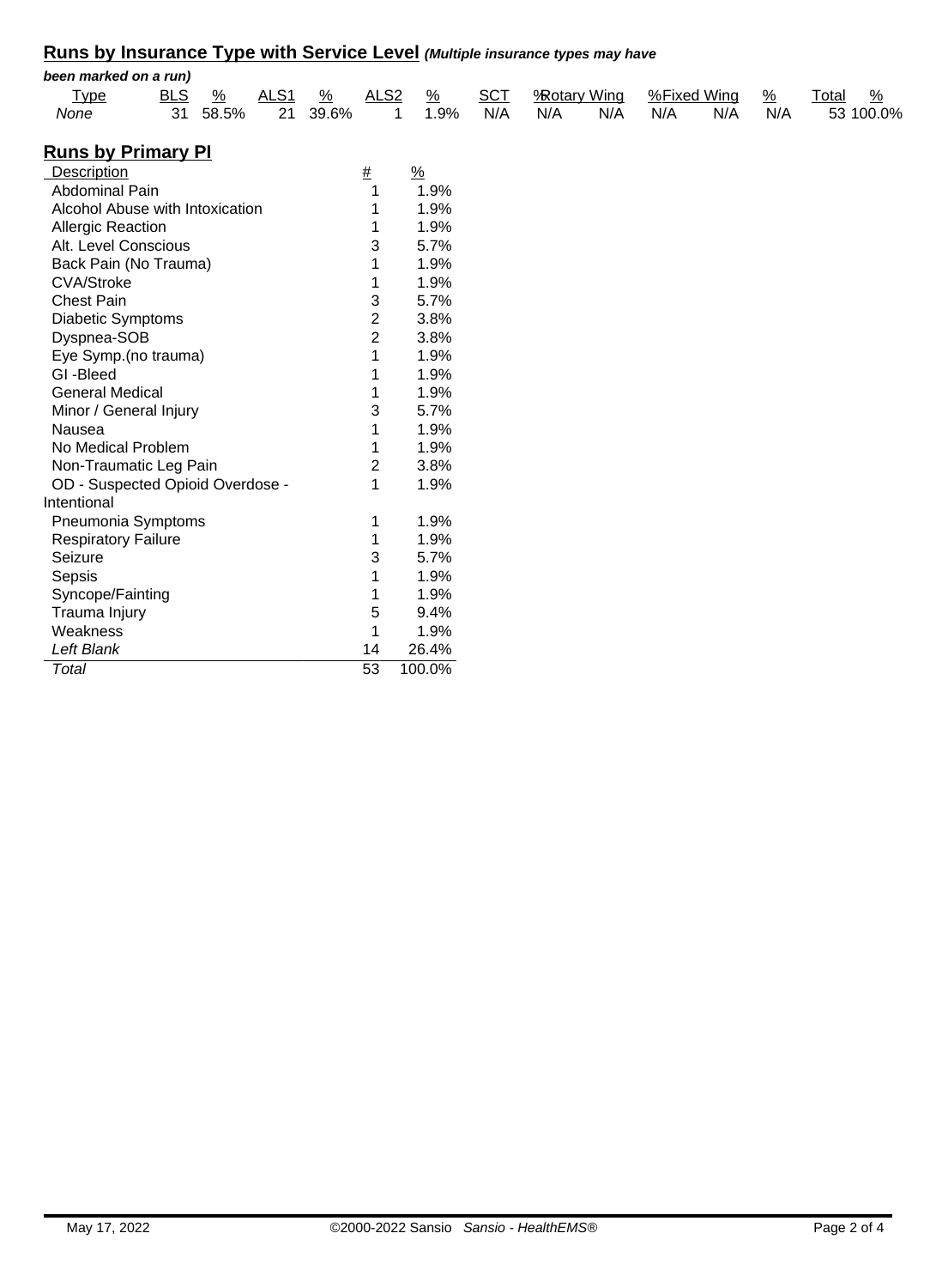## Runs by Insurance Type with Service Level *(Multiple insurance types may have been marked on a run)*

| Type | BLS | % | ALS1 | % | ALS2 | % | SCT | % | Rotary Wing | % | Fixed Wing | % | Total | % |
|---|---|---|---|---|---|---|---|---|---|---|---|---|---|---|
| *None* | 31 | 58.5% | 21 | 39.6% | 1 | 1.9% | N/A | N/A | N/A | N/A | N/A | N/A | 53 | 100.0% |

## Runs by Primary PI

| Description | # | % |
|---|---|---|
| Abdominal Pain | 1 | 1.9% |
| Alcohol Abuse with Intoxication | 1 | 1.9% |
| Allergic Reaction | 1 | 1.9% |
| Alt. Level Conscious | 3 | 5.7% |
| Back Pain (No Trauma) | 1 | 1.9% |
| CVA/Stroke | 1 | 1.9% |
| Chest Pain | 3 | 5.7% |
| Diabetic Symptoms | 2 | 3.8% |
| Dyspnea-SOB | 2 | 3.8% |
| Eye Symp.(no trauma) | 1 | 1.9% |
| GI -Bleed | 1 | 1.9% |
| General Medical | 1 | 1.9% |
| Minor / General Injury | 3 | 5.7% |
| Nausea | 1 | 1.9% |
| No Medical Problem | 1 | 1.9% |
| Non-Traumatic Leg Pain | 2 | 3.8% |
| OD - Suspected Opioid Overdose - Intentional | 1 | 1.9% |
| Pneumonia Symptoms | 1 | 1.9% |
| Respiratory Failure | 1 | 1.9% |
| Seizure | 3 | 5.7% |
| Sepsis | 1 | 1.9% |
| Syncope/Fainting | 1 | 1.9% |
| Trauma Injury | 5 | 9.4% |
| Weakness | 1 | 1.9% |
| *Left Blank* | 14 | 26.4% |
| *Total* | 53 | 100.0% |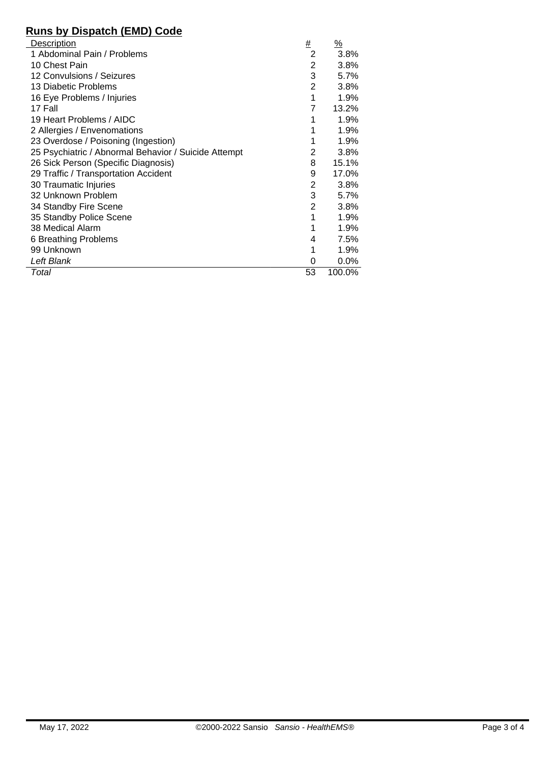## Runs by Dispatch (EMD) Code

| Description | # | % |
| --- | --- | --- |
| 1 Abdominal Pain / Problems | 2 | 3.8% |
| 10 Chest Pain | 2 | 3.8% |
| 12 Convulsions / Seizures | 3 | 5.7% |
| 13 Diabetic Problems | 2 | 3.8% |
| 16 Eye Problems / Injuries | 1 | 1.9% |
| 17 Fall | 7 | 13.2% |
| 19 Heart Problems / AIDC | 1 | 1.9% |
| 2 Allergies / Envenomations | 1 | 1.9% |
| 23 Overdose / Poisoning (Ingestion) | 1 | 1.9% |
| 25 Psychiatric / Abnormal Behavior / Suicide Attempt | 2 | 3.8% |
| 26 Sick Person (Specific Diagnosis) | 8 | 15.1% |
| 29 Traffic / Transportation Accident | 9 | 17.0% |
| 30 Traumatic Injuries | 2 | 3.8% |
| 32 Unknown Problem | 3 | 5.7% |
| 34 Standby Fire Scene | 2 | 3.8% |
| 35 Standby Police Scene | 1 | 1.9% |
| 38 Medical Alarm | 1 | 1.9% |
| 6 Breathing Problems | 4 | 7.5% |
| 99 Unknown | 1 | 1.9% |
| *Left Blank* | 0 | 0.0% |
| *Total* | 53 | 100.0% |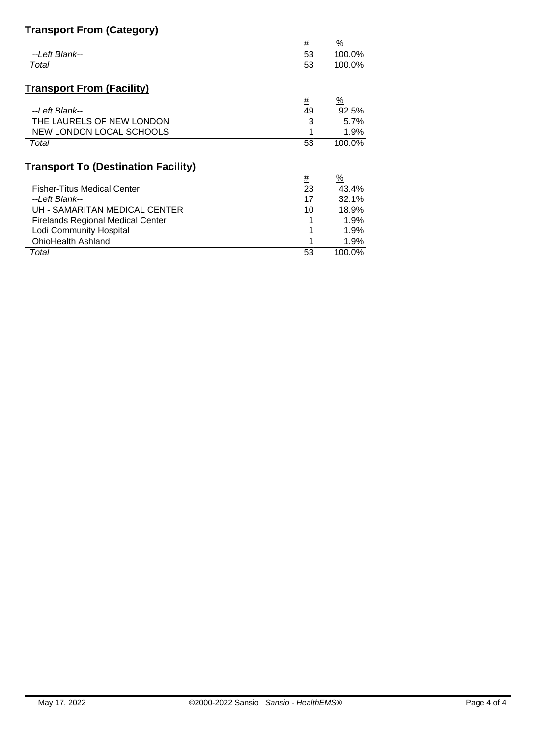## Transport From (Category)

| | # | % |
|---|---|---|
| *--Left Blank--* | 53 | 100.0% |
| *Total* | 53 | 100.0% |

## Transport From (Facility)

| | # | % |
|---|---|---|
| *--Left Blank--* | 49 | 92.5% |
| THE LAURELS OF NEW LONDON | 3 | 5.7% |
| NEW LONDON LOCAL SCHOOLS | 1 | 1.9% |
| *Total* | 53 | 100.0% |

## Transport To (Destination Facility)

| | # | % |
|---|---|---|
| Fisher-Titus Medical Center | 23 | 43.4% |
| *--Left Blank--* | 17 | 32.1% |
| UH - SAMARITAN MEDICAL CENTER | 10 | 18.9% |
| Firelands Regional Medical Center | 1 | 1.9% |
| Lodi Community Hospital | 1 | 1.9% |
| OhioHealth Ashland | 1 | 1.9% |
| *Total* | 53 | 100.0% |